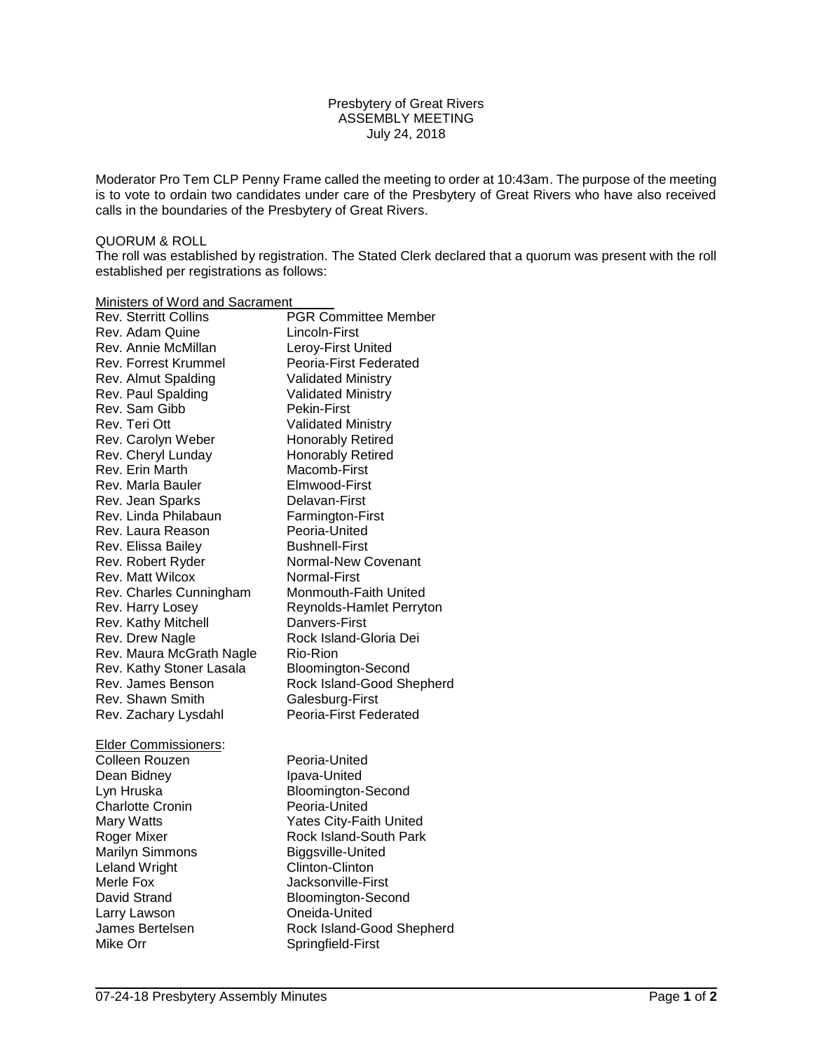Presbytery of Great Rivers
ASSEMBLY MEETING
July 24, 2018

Moderator Pro Tem CLP Penny Frame called the meeting to order at 10:43am. The purpose of the meeting is to vote to ordain two candidates under care of the Presbytery of Great Rivers who have also received calls in the boundaries of the Presbytery of Great Rivers.

QUORUM & ROLL

The roll was established by registration. The Stated Clerk declared that a quorum was present with the roll established per registrations as follows:

Ministers of Word and Sacrament

| | |
|---|---|
| Rev. Sterritt Collins | PGR Committee Member |
| Rev. Adam Quine | Lincoln-First |
| Rev. Annie McMillan | Leroy-First United |
| Rev. Forrest Krummel | Peoria-First Federated |
| Rev. Almut Spalding | Validated Ministry |
| Rev. Paul Spalding | Validated Ministry |
| Rev. Sam Gibb | Pekin-First |
| Rev. Teri Ott | Validated Ministry |
| Rev. Carolyn Weber | Honorably Retired |
| Rev. Cheryl Lunday | Honorably Retired |
| Rev. Erin Marth | Macomb-First |
| Rev. Marla Bauler | Elmwood-First |
| Rev. Jean Sparks | Delavan-First |
| Rev. Linda Philabaun | Farmington-First |
| Rev. Laura Reason | Peoria-United |
| Rev. Elissa Bailey | Bushnell-First |
| Rev. Robert Ryder | Normal-New Covenant |
| Rev. Matt Wilcox | Normal-First |
| Rev. Charles Cunningham | Monmouth-Faith United |
| Rev. Harry Losey | Reynolds-Hamlet Perryton |
| Rev. Kathy Mitchell | Danvers-First |
| Rev. Drew Nagle | Rock Island-Gloria Dei |
| Rev. Maura McGrath Nagle | Rio-Rion |
| Rev. Kathy Stoner Lasala | Bloomington-Second |
| Rev. James Benson | Rock Island-Good Shepherd |
| Rev. Shawn Smith | Galesburg-First |
| Rev. Zachary Lysdahl | Peoria-First Federated |

Elder Commissioners:

| | |
|---|---|
| Colleen Rouzen | Peoria-United |
| Dean Bidney | Ipava-United |
| Lyn Hruska | Bloomington-Second |
| Charlotte Cronin | Peoria-United |
| Mary Watts | Yates City-Faith United |
| Roger Mixer | Rock Island-South Park |
| Marilyn Simmons | Biggsville-United |
| Leland Wright | Clinton-Clinton |
| Merle Fox | Jacksonville-First |
| David Strand | Bloomington-Second |
| Larry Lawson | Oneida-United |
| James Bertelsen | Rock Island-Good Shepherd |
| Mike Orr | Springfield-First |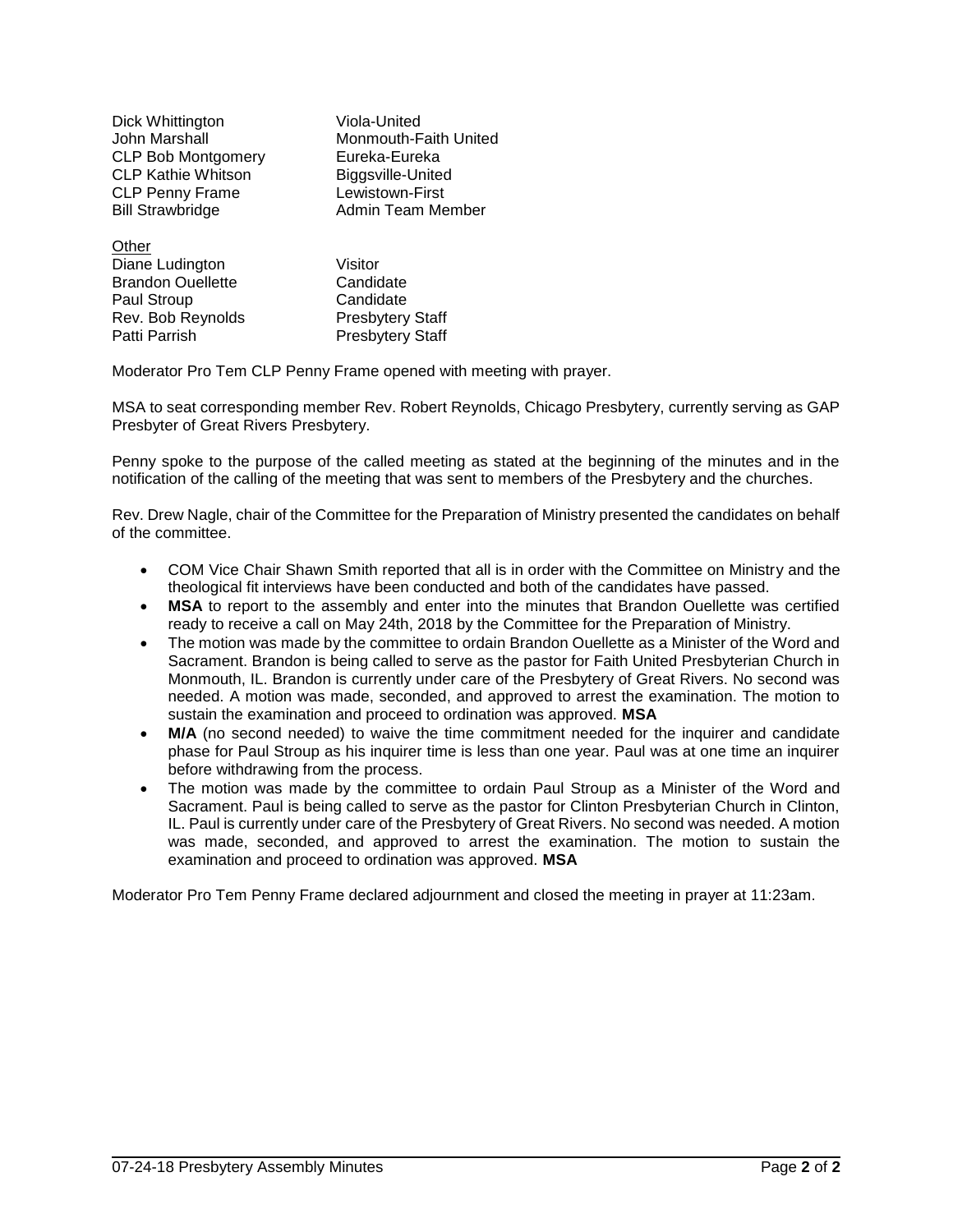| | |
|---|---|
| Dick Whittington | Viola-United |
| John Marshall | Monmouth-Faith United |
| CLP Bob Montgomery | Eureka-Eureka |
| CLP Kathie Whitson | Biggsville-United |
| CLP Penny Frame | Lewistown-First |
| Bill Strawbridge | Admin Team Member |

<u>Other</u>

| | |
|---|---|
| Diane Ludington | Visitor |
| Brandon Ouellette | Candidate |
| Paul Stroup | Candidate |
| Rev. Bob Reynolds | Presbytery Staff |
| Patti Parrish | Presbytery Staff |

Moderator Pro Tem CLP Penny Frame opened with meeting with prayer.

MSA to seat corresponding member Rev. Robert Reynolds, Chicago Presbytery, currently serving as GAP Presbyter of Great Rivers Presbytery.

Penny spoke to the purpose of the called meeting as stated at the beginning of the minutes and in the notification of the calling of the meeting that was sent to members of the Presbytery and the churches.

Rev. Drew Nagle, chair of the Committee for the Preparation of Ministry presented the candidates on behalf of the committee.

- COM Vice Chair Shawn Smith reported that all is in order with the Committee on Ministry and the theological fit interviews have been conducted and both of the candidates have passed.
- **MSA** to report to the assembly and enter into the minutes that Brandon Ouellette was certified ready to receive a call on May 24th, 2018 by the Committee for the Preparation of Ministry.
- The motion was made by the committee to ordain Brandon Ouellette as a Minister of the Word and Sacrament. Brandon is being called to serve as the pastor for Faith United Presbyterian Church in Monmouth, IL. Brandon is currently under care of the Presbytery of Great Rivers. No second was needed. A motion was made, seconded, and approved to arrest the examination. The motion to sustain the examination and proceed to ordination was approved. **MSA**
- **M/A** (no second needed) to waive the time commitment needed for the inquirer and candidate phase for Paul Stroup as his inquirer time is less than one year. Paul was at one time an inquirer before withdrawing from the process.
- The motion was made by the committee to ordain Paul Stroup as a Minister of the Word and Sacrament. Paul is being called to serve as the pastor for Clinton Presbyterian Church in Clinton, IL. Paul is currently under care of the Presbytery of Great Rivers. No second was needed. A motion was made, seconded, and approved to arrest the examination. The motion to sustain the examination and proceed to ordination was approved. **MSA**

Moderator Pro Tem Penny Frame declared adjournment and closed the meeting in prayer at 11:23am.